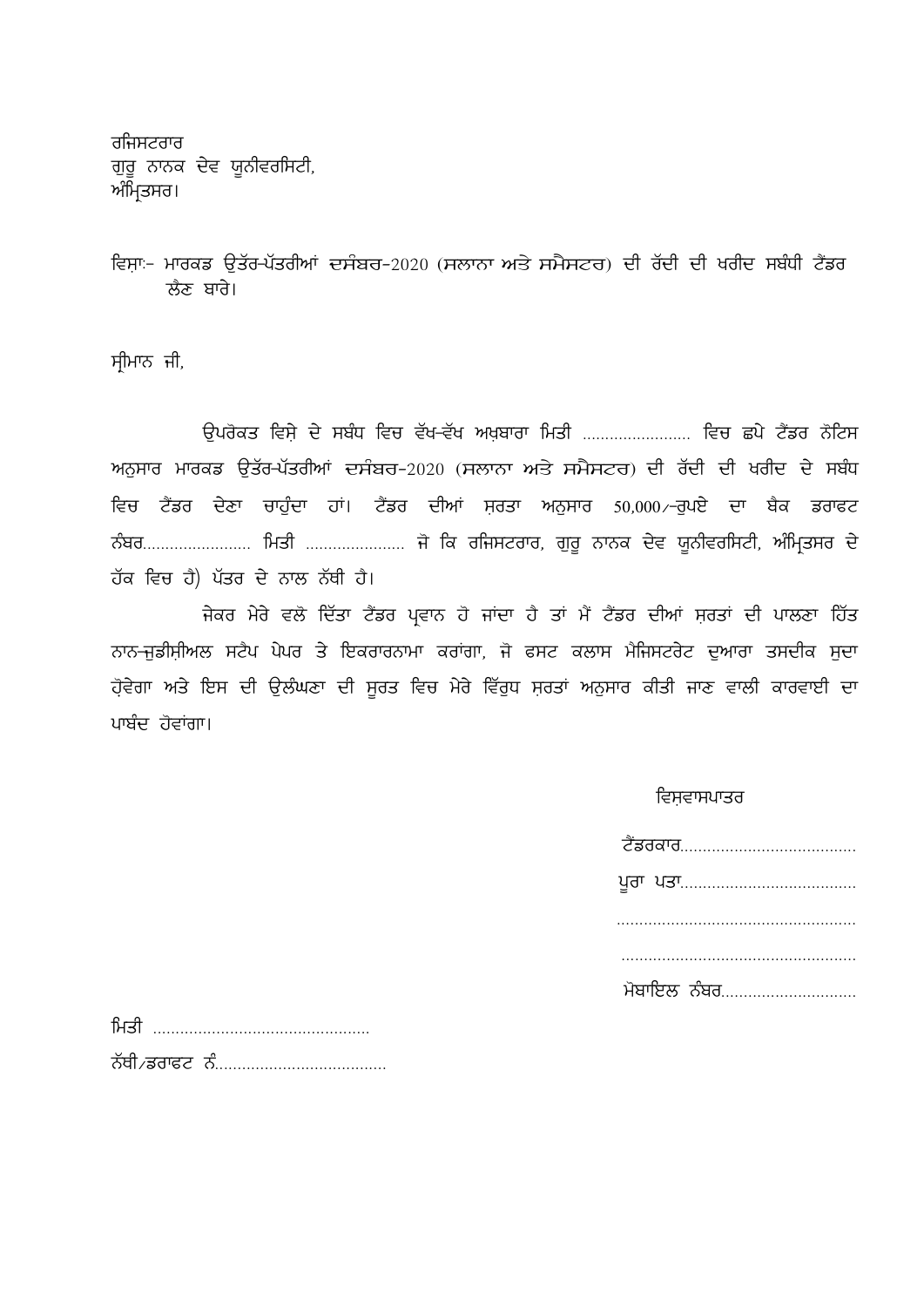ਰਜਿਸਟਰਾਰ
ਗੁਰੂ ਨਾਨਕ ਦੇਵ ਯੂਨੀਵਰਸਿਟੀ,
ਅੰਮ੍ਰਿਤਸਰ।

ਵਿਸ਼ਾ:- ਮਾਰਕਡ ਉੱਤਰ-ਪੱਤਰੀਆਂ ਦਸੰਬਰ-2020 (ਸਲਾਨਾ ਅਤੇ ਸਮੈਸਟਰ) ਦੀ ਰੱਦੀ ਦੀ ਖਰੀਦ ਸਬੰਧੀ ਟੈਂਡਰ ਲੈਣ ਬਾਰੇ।

ਸ੍ਰੀਮਾਨ ਜੀ,

ਉਪਰੋਕਤ ਵਿਸ਼ੇ ਦੇ ਸਬੰਧ ਵਿਚ ਵੱਖ-ਵੱਖ ਅਖ਼ਬਾਰਾ ਮਿਤੀ ...................... ਵਿਚ ਛਪੇ ਟੈਂਡਰ ਨੋਟਿਸ ਅਨੁਸਾਰ ਮਾਰਕਡ ਉੱਤਰ-ਪੱਤਰੀਆਂ ਦਸੰਬਰ-2020 (ਸਲਾਨਾ ਅਤੇ ਸਮੈਸਟਰ) ਦੀ ਰੱਦੀ ਦੀ ਖਰੀਦ ਦੇ ਸਬੰਧ ਵਿਚ ਟੈਂਡਰ ਦੇਣਾ ਚਾਹੁੰਦਾ ਹਾਂ। ਟੈਂਡਰ ਦੀਆਂ ਸ਼ਰਤਾ ਅਨੁਸਾਰ 50,000/-ਰੁਪਏ ਦਾ ਬੈਕ ਡਰਾਫਟ ਨੰਬਰ...................... ਮਿਤੀ ..................... ਜੋ ਕਿ ਰਜਿਸਟਰਾਰ, ਗੁਰੂ ਨਾਨਕ ਦੇਵ ਯੂਨੀਵਰਸਿਟੀ, ਅੰਮ੍ਰਿਤਸਰ ਦੇ ਹੱਕ ਵਿਚ ਹੈ) ਪੱਤਰ ਦੇ ਨਾਲ ਨੱਥੀ ਹੈ।

ਜੇਕਰ ਮੇਰੇ ਵਲੋ ਦਿੱਤਾ ਟੈਂਡਰ ਪ੍ਰਵਾਨ ਹੋ ਜਾਂਦਾ ਹੈ ਤਾਂ ਮੈਂ ਟੈਂਡਰ ਦੀਆਂ ਸ਼ਰਤਾਂ ਦੀ ਪਾਲਣਾ ਹਿੱਤ ਨਾਨ-ਜੁਡੀਸ਼ੀਅਲ ਸਟੈਪ ਪੇਪਰ ਤੇ ਇਕਰਾਰਨਾਮਾ ਕਰਾਂਗਾ, ਜੋ ਫਸਟ ਕਲਾਸ ਮੈਜਿਸਟਰੇਟ ਦੁਆਰਾ ਤਸਦੀਕ ਸੁਦਾ ਹੋਵੇਗਾ ਅਤੇ ਇਸ ਦੀ ਉਲੰਘਣਾ ਦੀ ਸੂਰਤ ਵਿਚ ਮੇਰੇ ਵਿੱਰੁਧ ਸ਼ਰਤਾਂ ਅਨੁਸਾਰ ਕੀਤੀ ਜਾਣ ਵਾਲੀ ਕਾਰਵਾਈ ਦਾ ਪਾਬੰਦ ਹੋਵਾਂਗਾ।

ਵਿਸ਼ਵਾਸਪਾਤਰ

ਟੈਂਡਰਕਾਰ......................................

ਪੂਰਾ ਪਤਾ......................................

....................................................

....................................................

ਮੋਬਾਇਲ ਨੰਬਰ.............................

ਮਿਤੀ ................................................

ਨੱਥੀ/ਡਰਾਫਟ ਨੰ.....................................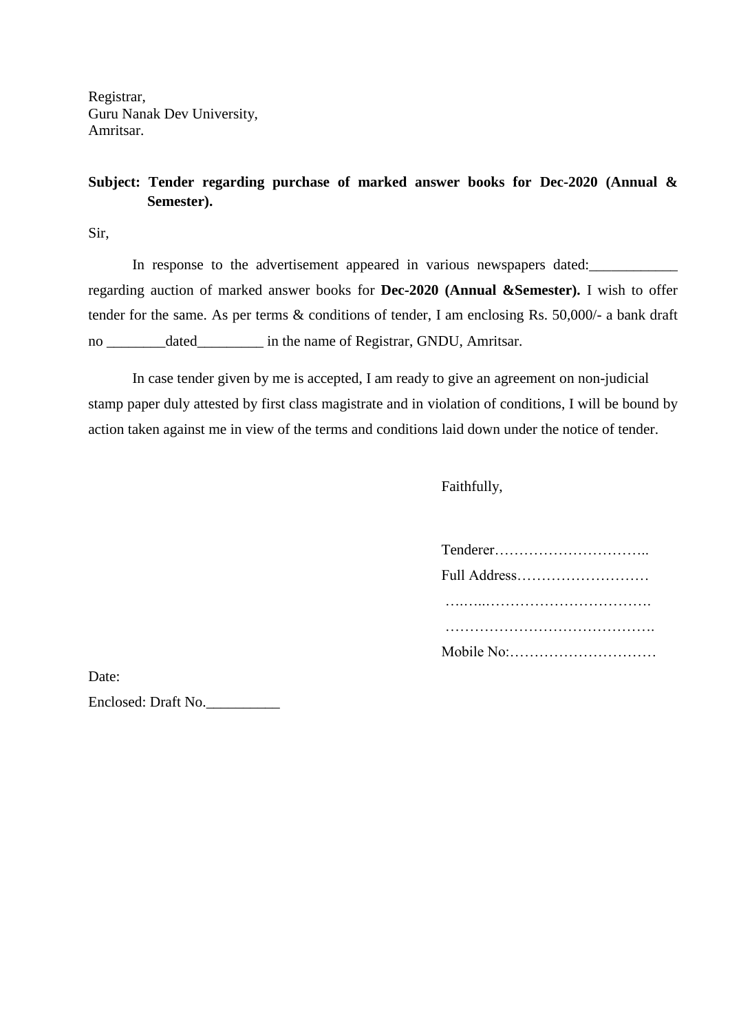Registrar,
Guru Nanak Dev University,
Amritsar.

**Subject: Tender regarding purchase of marked answer books for Dec-2020 (Annual & Semester).**

Sir,

In response to the advertisement appeared in various newspapers dated:____________ regarding auction of marked answer books for **Dec-2020 (Annual &Semester).** I wish to offer tender for the same. As per terms & conditions of tender, I am enclosing Rs. 50,000/- a bank draft no ________dated_________ in the name of Registrar, GNDU, Amritsar.

In case tender given by me is accepted, I am ready to give an agreement on non-judicial stamp paper duly attested by first class magistrate and in violation of conditions, I will be bound by action taken against me in view of the terms and conditions laid down under the notice of tender.

Faithfully,

Tenderer…………………………..
Full Address………………………
…..…..……………………………
…………………………………….
Mobile No:…………………………

Date:
Enclosed: Draft No.__________